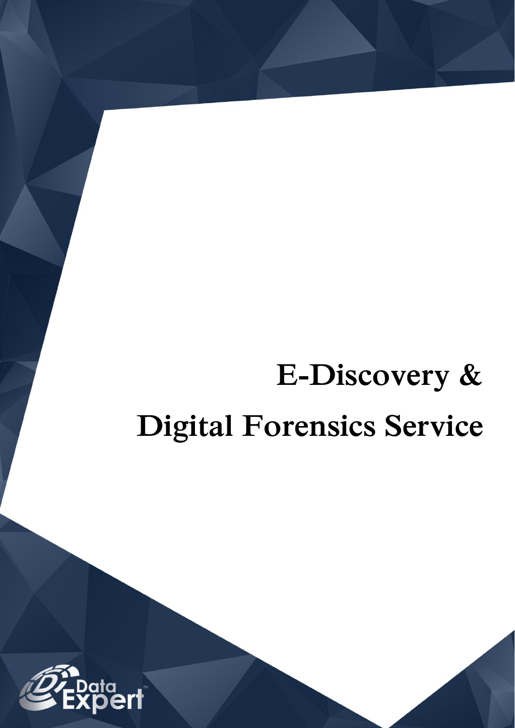# E-Discovery & Digital Forensics Service

Data Expert™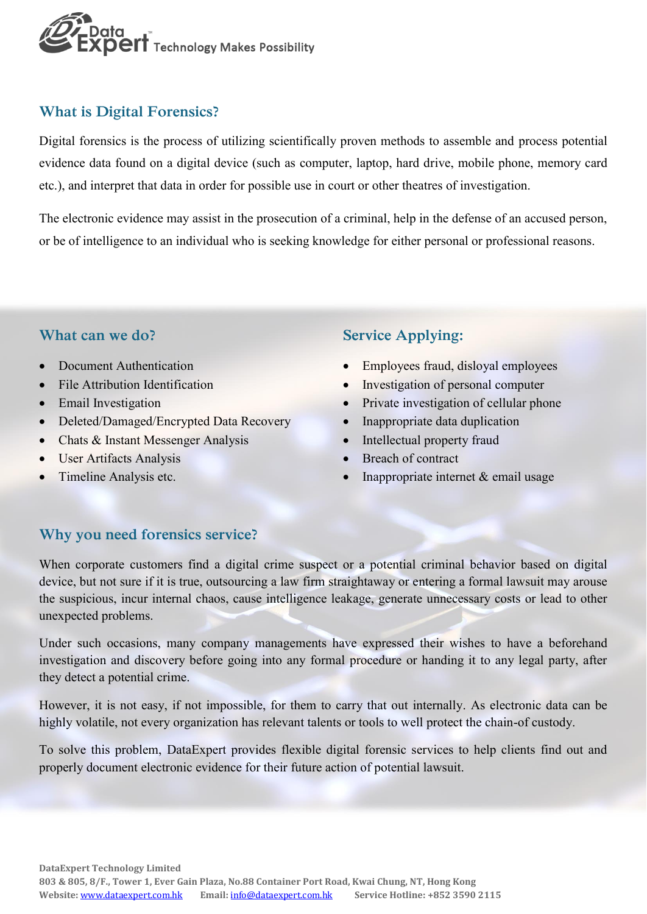## What is Digital Forensics?

Digital forensics is the process of utilizing scientifically proven methods to assemble and process potential evidence data found on a digital device (such as computer, laptop, hard drive, mobile phone, memory card etc.), and interpret that data in order for possible use in court or other theatres of investigation.

The electronic evidence may assist in the prosecution of a criminal, help in the defense of an accused person, or be of intelligence to an individual who is seeking knowledge for either personal or professional reasons.

## What can we do?

- Document Authentication
- File Attribution Identification
- Email Investigation
- Deleted/Damaged/Encrypted Data Recovery
- Chats & Instant Messenger Analysis
- User Artifacts Analysis
- Timeline Analysis etc.

## Service Applying:

- Employees fraud, disloyal employees
- Investigation of personal computer
- Private investigation of cellular phone
- Inappropriate data duplication
- Intellectual property fraud
- Breach of contract
- Inappropriate internet & email usage

## Why you need forensics service?

When corporate customers find a digital crime suspect or a potential criminal behavior based on digital device, but not sure if it is true, outsourcing a law firm straightaway or entering a formal lawsuit may arouse the suspicious, incur internal chaos, cause intelligence leakage, generate unnecessary costs or lead to other unexpected problems.

Under such occasions, many company managements have expressed their wishes to have a beforehand investigation and discovery before going into any formal procedure or handing it to any legal party, after they detect a potential crime.

However, it is not easy, if not impossible, for them to carry that out internally. As electronic data can be highly volatile, not every organization has relevant talents or tools to well protect the chain-of custody.

To solve this problem, DataExpert provides flexible digital forensic services to help clients find out and properly document electronic evidence for their future action of potential lawsuit.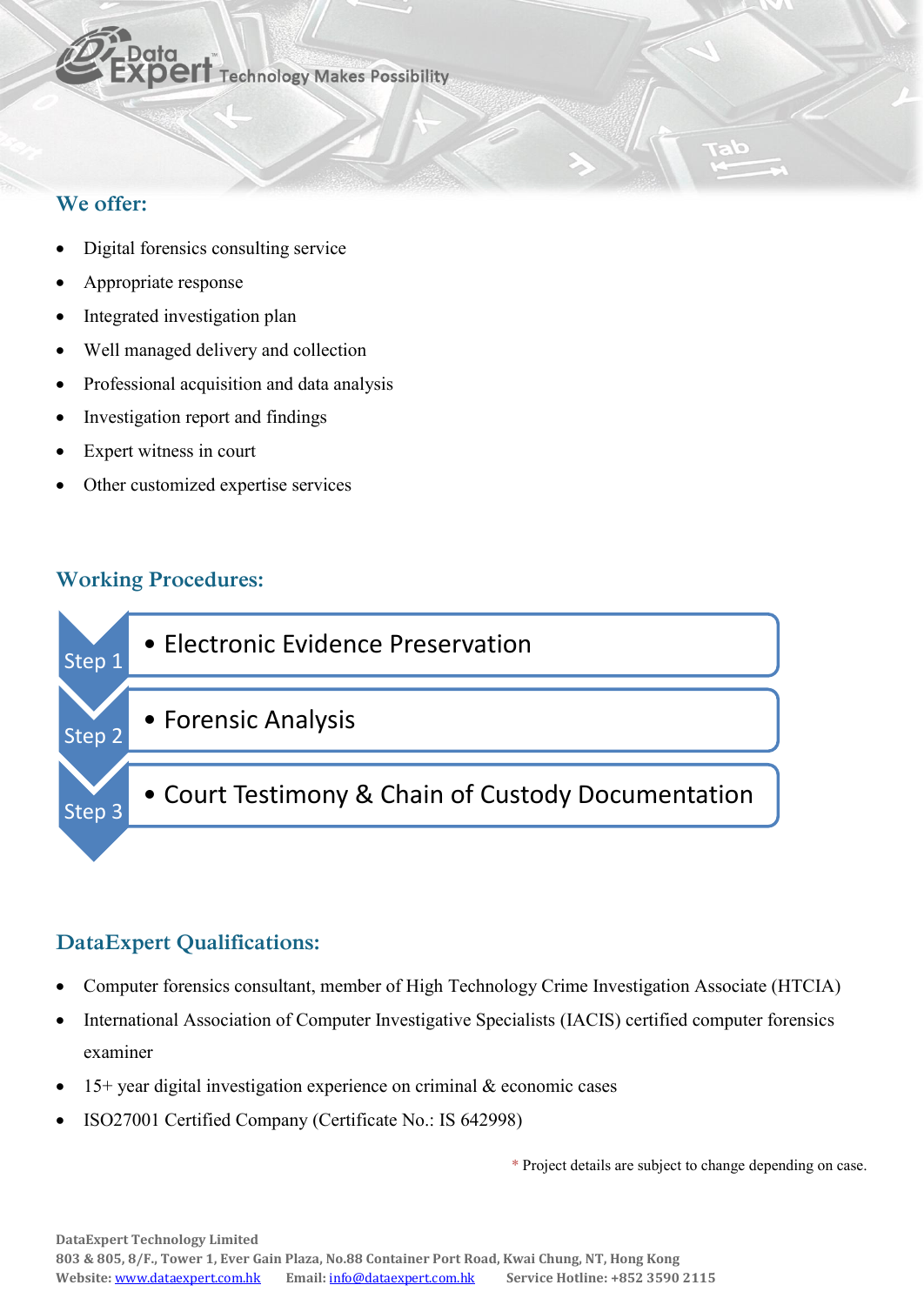DataExpert Technology Makes Possibility

## We offer:

- Digital forensics consulting service
- Appropriate response
- Integrated investigation plan
- Well managed delivery and collection
- Professional acquisition and data analysis
- Investigation report and findings
- Expert witness in court
- Other customized expertise services

## Working Procedures:

- Step 1 — Electronic Evidence Preservation
- Step 2 — Forensic Analysis
- Step 3 — Court Testimony & Chain of Custody Documentation

## DataExpert Qualifications:

- Computer forensics consultant, member of High Technology Crime Investigation Associate (HTCIA)
- International Association of Computer Investigative Specialists (IACIS) certified computer forensics examiner
- 15+ year digital investigation experience on criminal & economic cases
- ISO27001 Certified Company (Certificate No.: IS 642998)

\* Project details are subject to change depending on case.

**DataExpert Technology Limited**
**803 & 805, 8/F., Tower 1, Ever Gain Plaza, No.88 Container Port Road, Kwai Chung, NT, Hong Kong**
**Website:** www.dataexpert.com.hk **Email:** info@dataexpert.com.hk **Service Hotline: +852 3590 2115**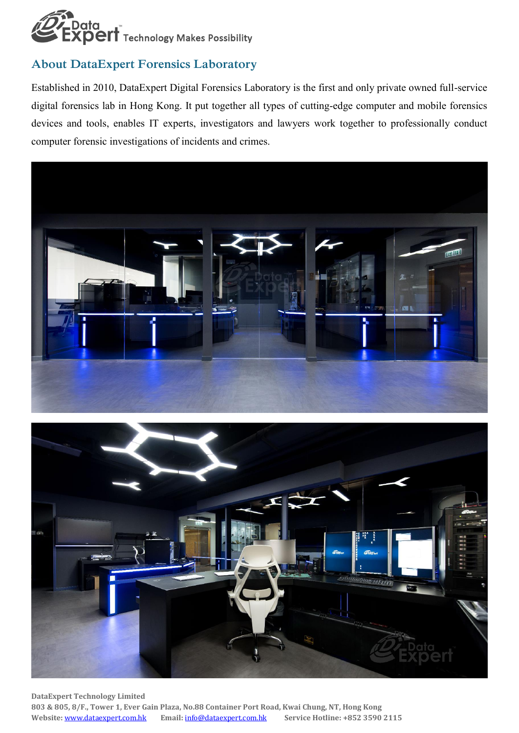## About DataExpert Forensics Laboratory

Established in 2010, DataExpert Digital Forensics Laboratory is the first and only private owned full-service digital forensics lab in Hong Kong. It put together all types of cutting-edge computer and mobile forensics devices and tools, enables IT experts, investigators and lawyers work together to professionally conduct computer forensic investigations of incidents and crimes.

**DataExpert Technology Limited**
**803 & 805, 8/F., Tower 1, Ever Gain Plaza, No.88 Container Port Road, Kwai Chung, NT, Hong Kong**
**Website: www.dataexpert.com.hk  Email: info@dataexpert.com.hk  Service Hotline: +852 3590 2115**